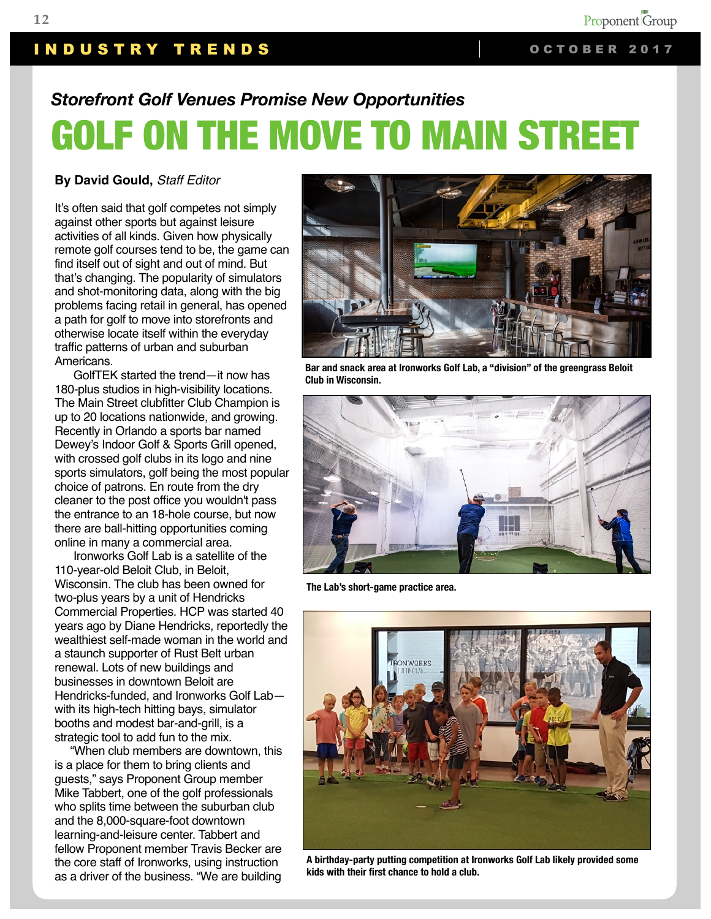*Storefront Golf Venues Promise New Opportunities*

# GOLF ON THE MOVE TO MAIN STREET

**By David Gould,** *Staff Editor*

It's often said that golf competes not simply against other sports but against leisure activities of all kinds. Given how physically remote golf courses tend to be, the game can find itself out of sight and out of mind. But that's changing. The popularity of simulators and shot-monitoring data, along with the big problems facing retail in general, has opened a path for golf to move into storefronts and otherwise locate itself within the everyday traffic patterns of urban and suburban Americans.

GolfTEK started the trend—it now has 180-plus studios in high-visibility locations. The Main Street clubfitter Club Champion is up to 20 locations nationwide, and growing. Recently in Orlando a sports bar named Dewey's Indoor Golf & Sports Grill opened, with crossed golf clubs in its logo and nine sports simulators, golf being the most popular choice of patrons. En route from the dry cleaner to the post office you wouldn't pass the entrance to an 18-hole course, but now there are ball-hitting opportunities coming online in many a commercial area.

Ironworks Golf Lab is a satellite of the 110-year-old Beloit Club, in Beloit, Wisconsin. The club has been owned for two-plus years by a unit of Hendricks Commercial Properties. HCP was started 40 years ago by Diane Hendricks, reportedly the wealthiest self-made woman in the world and a staunch supporter of Rust Belt urban renewal. Lots of new buildings and businesses in downtown Beloit are Hendricks-funded, and Ironworks Golf Lab—with its high-tech hitting bays, simulator booths and modest bar-and-grill, is a strategic tool to add fun to the mix.

"When club members are downtown, this is a place for them to bring clients and guests," says Proponent Group member Mike Tabbert, one of the golf professionals who splits time between the suburban club and the 8,000-square-foot downtown learning-and-leisure center. Tabbert and fellow Proponent member Travis Becker are the core staff of Ironworks, using instruction as a driver of the business. "We are building

Bar and snack area at Ironworks Golf Lab, a "division" of the greengrass Beloit Club in Wisconsin.

The Lab's short-game practice area.

A birthday-party putting competition at Ironworks Golf Lab likely provided some kids with their first chance to hold a club.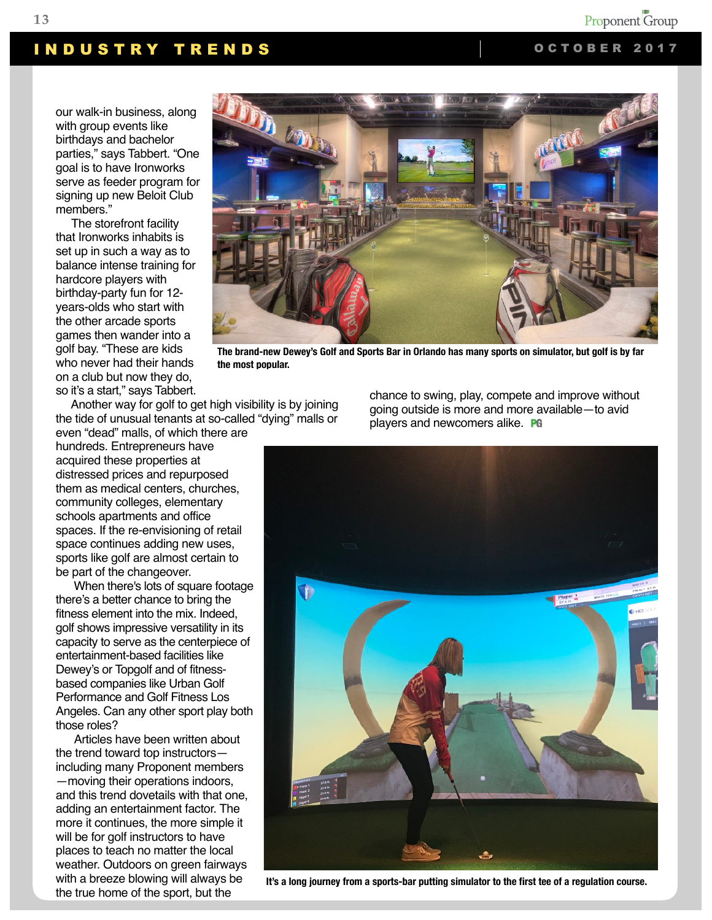our walk-in business, along with group events like birthdays and bachelor parties," says Tabbert. "One goal is to have Ironworks serve as feeder program for signing up new Beloit Club members."

The storefront facility that Ironworks inhabits is set up in such a way as to balance intense training for hardcore players with birthday-party fun for 12-years-olds who start with the other arcade sports games then wander into a golf bay. "These are kids who never had their hands on a club but now they do, so it's a start," says Tabbert.

**The brand-new Dewey's Golf and Sports Bar in Orlando has many sports on simulator, but golf is by far the most popular.**

Another way for golf to get high visibility is by joining the tide of unusual tenants at so-called "dying" malls or even "dead" malls, of which there are hundreds. Entrepreneurs have acquired these properties at distressed prices and repurposed them as medical centers, churches, community colleges, elementary schools apartments and office spaces. If the re-envisioning of retail space continues adding new uses, sports like golf are almost certain to be part of the changeover.

When there's lots of square footage there's a better chance to bring the fitness element into the mix. Indeed, golf shows impressive versatility in its capacity to serve as the centerpiece of entertainment-based facilities like Dewey's or Topgolf and of fitness-based companies like Urban Golf Performance and Golf Fitness Los Angeles. Can any other sport play both those roles?

Articles have been written about the trend toward top instructors—including many Proponent members—moving their operations indoors, and this trend dovetails with that one, adding an entertainment factor. The more it continues, the more simple it will be for golf instructors to have places to teach no matter the local weather. Outdoors on green fairways with a breeze blowing will always be the true home of the sport, but the chance to swing, play, compete and improve without going outside is more and more available—to avid players and newcomers alike. PG

**It's a long journey from a sports-bar putting simulator to the first tee of a regulation course.**